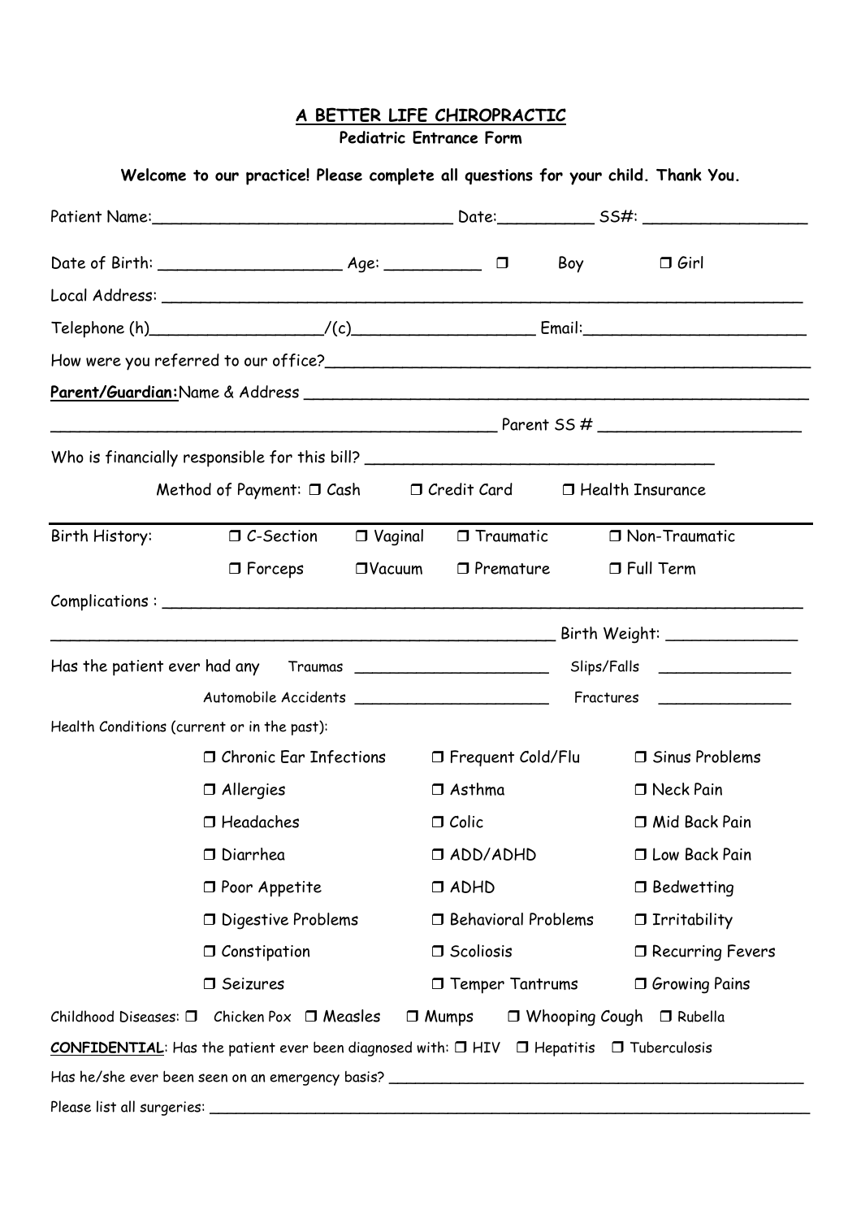# A BETTER LIFE CHIROPRACTIC

**Pediatric Entrance Form**

**Welcome to our practice! Please complete all questions for your child. Thank You.**

Patient Name:______________________________ Date:__________ SS#: _________________

Date of Birth: ___________________ Age: __________ ❒ Boy ❒ Girl

Local Address: ______________________________________________________________________

Telephone (h)_________________/(c)___________________ Email:_______________________

How were you referred to our office?____________________________________________________

**Parent/Guardian:** Name & Address _______________________________________________________

_______________________________________________ Parent SS # _____________________

Who is financially responsible for this bill? ____________________________________

Method of Payment: ❒ Cash ❒ Credit Card ❒ Health Insurance

---

Birth History: ❒ C-Section ❒ Vaginal ❒ Traumatic ❒ Non-Traumatic

❒ Forceps ❒ Vacuum ❒ Premature ❒ Full Term

Complications : ______________________________________________________________________

_______________________________________________________ Birth Weight: ______________

Has the patient ever had any Traumas _____________________ Slips/Falls _______________

Automobile Accidents _____________________ Fractures _______________

Health Conditions (current or in the past):

| | | |
|---|---|---|
| ❒ Chronic Ear Infections | ❒ Frequent Cold/Flu | ❒ Sinus Problems |
| ❒ Allergies | ❒ Asthma | ❒ Neck Pain |
| ❒ Headaches | ❒ Colic | ❒ Mid Back Pain |
| ❒ Diarrhea | ❒ ADD/ADHD | ❒ Low Back Pain |
| ❒ Poor Appetite | ❒ ADHD | ❒ Bedwetting |
| ❒ Digestive Problems | ❒ Behavioral Problems | ❒ Irritability |
| ❒ Constipation | ❒ Scoliosis | ❒ Recurring Fevers |
| ❒ Seizures | ❒ Temper Tantrums | ❒ Growing Pains |

Childhood Diseases: ❒ Chicken Pox ❒ Measles ❒ Mumps ❒ Whooping Cough ❒ Rubella

**CONFIDENTIAL**: Has the patient ever been diagnosed with: ❒ HIV ❒ Hepatitis ❒ Tuberculosis

Has he/she ever been seen on an emergency basis? ______________________________________________

Please list all surgeries: ______________________________________________________________________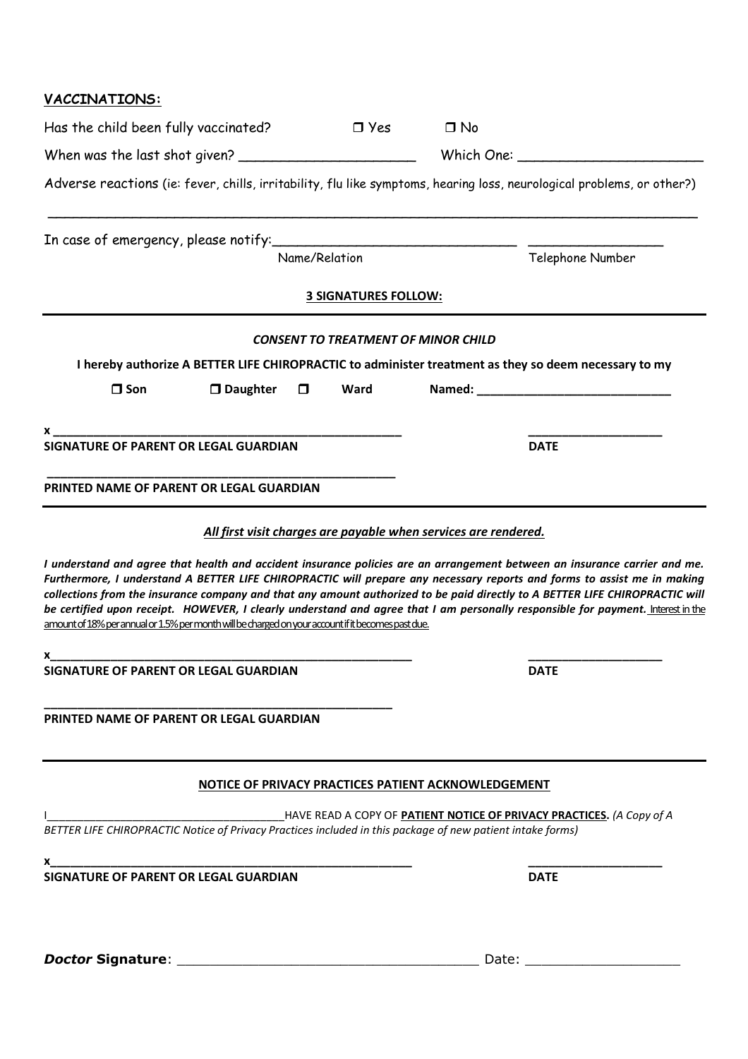**VACCINATIONS:**

Has the child been fully vaccinated? ☐ Yes ☐ No

When was the last shot given? ______________________ Which One: ______________________

Adverse reactions (ie: fever, chills, irritability, flu like symptoms, hearing loss, neurological problems, or other?)

______________________________________________________________________________

In case of emergency, please notify: ______________________________ ________________

Name/Relation Telephone Number

**3 SIGNATURES FOLLOW:**

---

***CONSENT TO TREATMENT OF MINOR CHILD***

**I hereby authorize A BETTER LIFE CHIROPRACTIC to administer treatment as they so deem necessary to my**

☐ **Son** ☐ **Daughter** ☐ **Ward** **Named: ____________________________**

**x ____________________________________________________** **____________________**

**SIGNATURE OF PARENT OR LEGAL GUARDIAN** **DATE**

**____________________________________________________**

**PRINTED NAME OF PARENT OR LEGAL GUARDIAN**

---

***All first visit charges are payable when services are rendered.***

***I understand and agree that health and accident insurance policies are an arrangement between an insurance carrier and me. Furthermore, I understand A BETTER LIFE CHIROPRACTIC will prepare any necessary reports and forms to assist me in making collections from the insurance company and that any amount authorized to be paid directly to A BETTER LIFE CHIROPRACTIC will be certified upon receipt. HOWEVER, I clearly understand and agree that I am personally responsible for payment.*** Interest in the amount of 18% per annual or 1.5% per month will be charged on your account if it becomes past due.

**x____________________________________________________** **____________________**

**SIGNATURE OF PARENT OR LEGAL GUARDIAN** **DATE**

**____________________________________________________**

**PRINTED NAME OF PARENT OR LEGAL GUARDIAN**

---

**NOTICE OF PRIVACY PRACTICES PATIENT ACKNOWLEDGEMENT**

I______________________________________HAVE READ A COPY OF **PATIENT NOTICE OF PRIVACY PRACTICES.** *(A Copy of A BETTER LIFE CHIROPRACTIC Notice of Privacy Practices included in this package of new patient intake forms)*

**x____________________________________________________** **____________________**

**SIGNATURE OF PARENT OR LEGAL GUARDIAN** **DATE**

***Doctor* Signature**: ___________________________________ Date: ___________________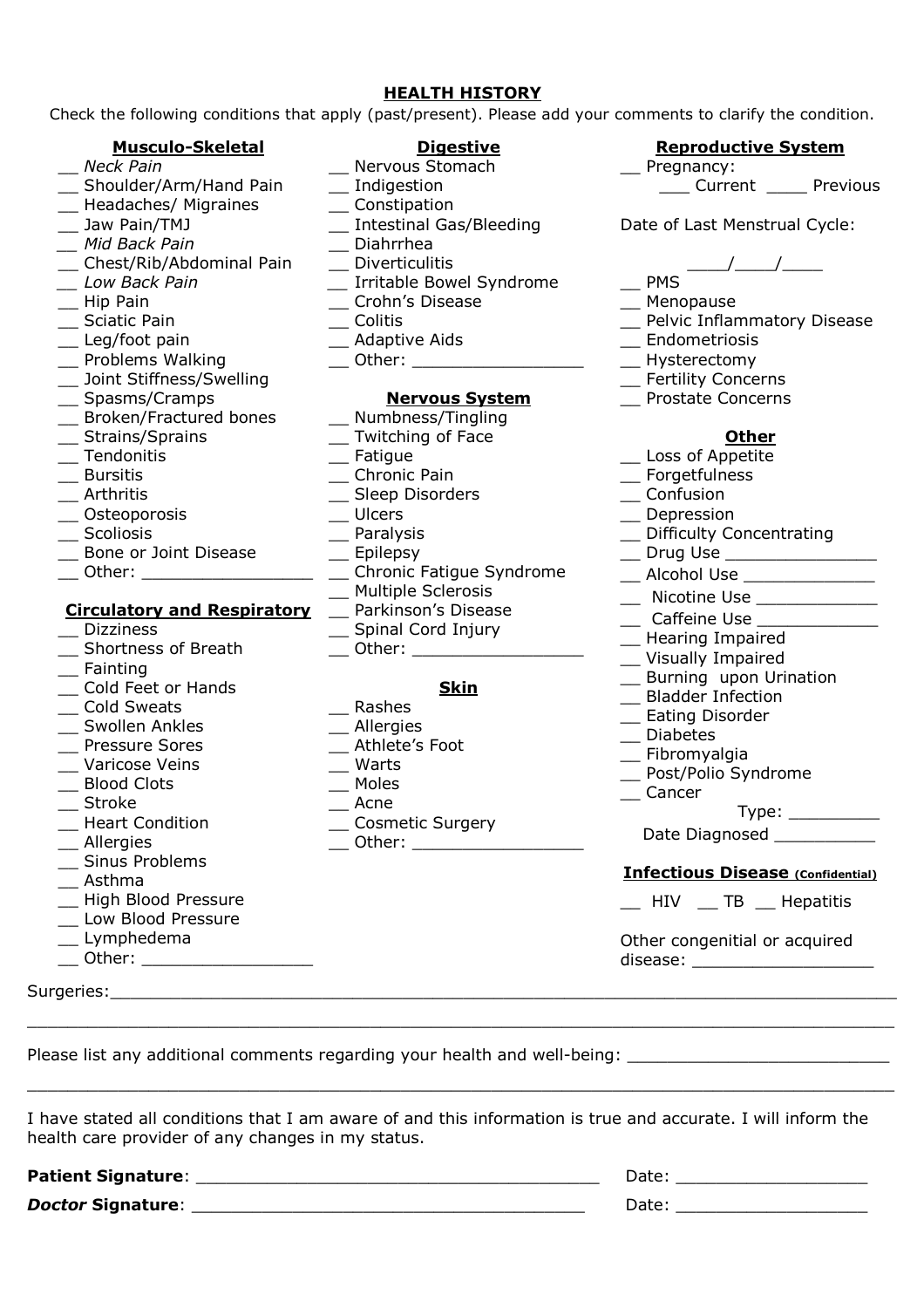## HEALTH HISTORY

Check the following conditions that apply (past/present). Please add your comments to clarify the condition.

### Musculo-Skeletal

- __ *Neck Pain*
- __ Shoulder/Arm/Hand Pain
- __ Headaches/ Migraines
- __ Jaw Pain/TMJ
- __ *Mid Back Pain*
- __ Chest/Rib/Abdominal Pain
- __ *Low Back Pain*
- __ Hip Pain
- __ Sciatic Pain
- __ Leg/foot pain
- __ Problems Walking
- __ Joint Stiffness/Swelling
- __ Spasms/Cramps
- __ Broken/Fractured bones
- __ Strains/Sprains
- __ Tendonitis
- __ Bursitis
- __ Arthritis
- __ Osteoporosis
- __ Scoliosis
- __ Bone or Joint Disease
- __ Other: _________________

### Circulatory and Respiratory

- __ Dizziness
- __ Shortness of Breath
- __ Fainting
- __ Cold Feet or Hands
- __ Cold Sweats
- __ Swollen Ankles
- __ Pressure Sores
- __ Varicose Veins
- __ Blood Clots
- __ Stroke
- __ Heart Condition
- __ Allergies
- __ Sinus Problems
- __ Asthma
- __ High Blood Pressure
- __ Low Blood Pressure
- __ Lymphedema
- __ Other: _________________

### Digestive

- __ Nervous Stomach
- __ Indigestion
- __ Constipation
- __ Intestinal Gas/Bleeding
- __ Diahrrhea
- __ Diverticulitis
- __ Irritable Bowel Syndrome
- __ Crohn's Disease
- __ Colitis
- __ Adaptive Aids
- __ Other: _________________

### Nervous System

- __ Numbness/Tingling
- __ Twitching of Face
- __ Fatigue
- __ Chronic Pain
- __ Sleep Disorders
- __ Ulcers
- __ Paralysis
- __ Epilepsy
- __ Chronic Fatigue Syndrome
- __ Multiple Sclerosis
- __ Parkinson's Disease
- __ Spinal Cord Injury
- __ Other: _________________

### Skin

- __ Rashes
- __ Allergies
- __ Athlete's Foot
- __ Warts
- __ Moles
- __ Acne
- __ Cosmetic Surgery
- __ Other: _________________

### Reproductive System

- __ Pregnancy:
  - ___ Current ____ Previous

Date of Last Menstrual Cycle:

____/____/____

- __ PMS
- __ Menopause
- __ Pelvic Inflammatory Disease
- __ Endometriosis
- __ Hysterectomy
- __ Fertility Concerns
- __ Prostate Concerns

### Other

- __ Loss of Appetite
- __ Forgetfulness
- __ Confusion
- __ Depression
- __ Difficulty Concentrating
- __ Drug Use _______________
- __ Alcohol Use _____________
- __ Nicotine Use ____________
- __ Caffeine Use ____________
- __ Hearing Impaired
- __ Visually Impaired
- __ Burning upon Urination
- __ Bladder Infection
- __ Eating Disorder
- __ Diabetes
- __ Fibromyalgia
- __ Post/Polio Syndrome
- __ Cancer
  - Type: _________
  - Date Diagnosed __________

### Infectious Disease (Confidential)

__ HIV __ TB __ Hepatitis

Other congenitial or acquired disease: __________________

Surgeries:_______________________________________________________________________________

_______________________________________________________________________________

Please list any additional comments regarding your health and well-being: __________________________

_______________________________________________________________________________

I have stated all conditions that I am aware of and this information is true and accurate. I will inform the health care provider of any changes in my status.

**Patient Signature**: ________________________________________ Date: __________________

***Doctor* Signature**: ________________________________________ Date: __________________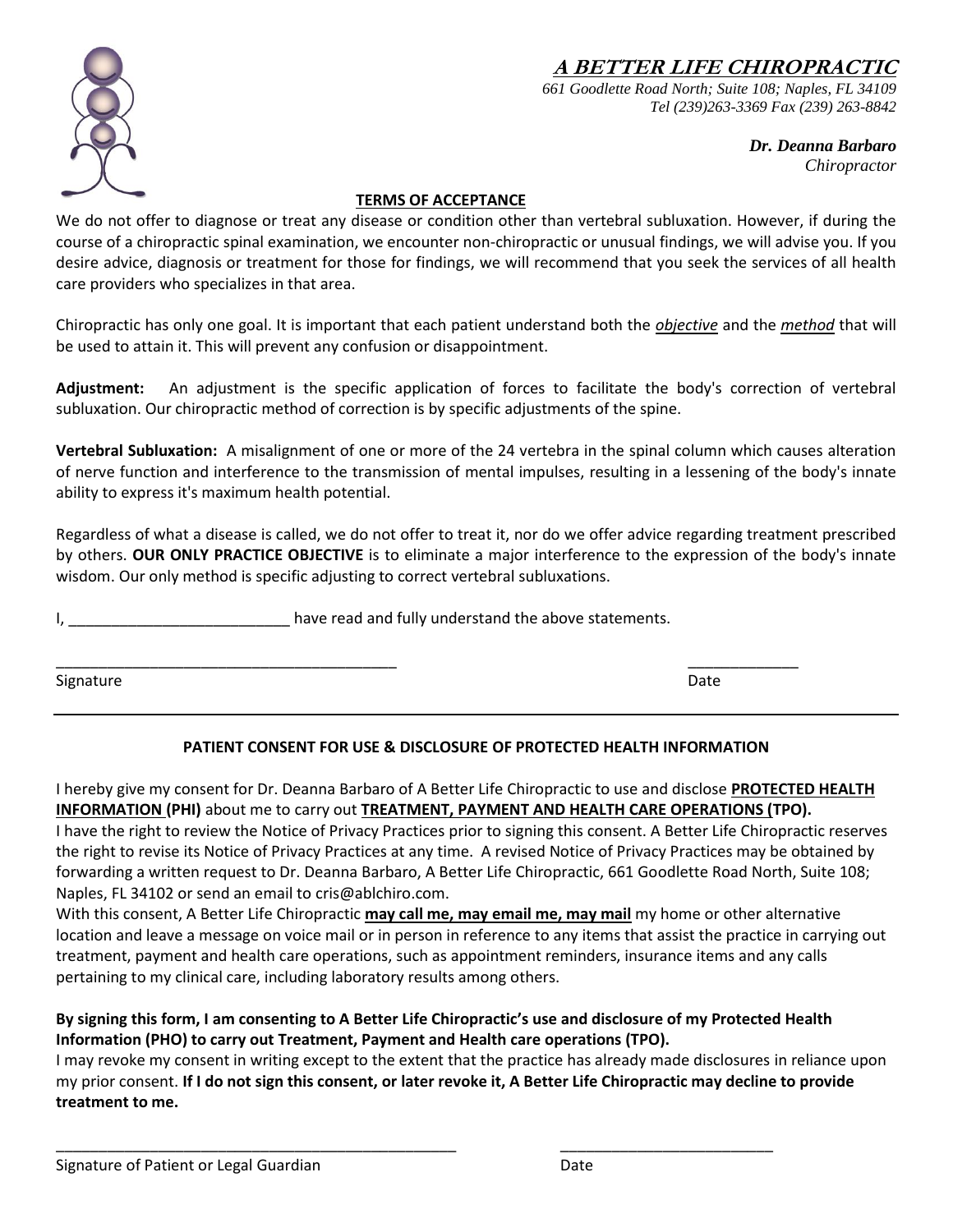# *A BETTER LIFE CHIROPRACTIC*

*661 Goodlette Road North; Suite 108; Naples, FL 34109*
*Tel (239)263-3369 Fax (239) 263-8842*

***Dr. Deanna Barbaro***
*Chiropractor*

## TERMS OF ACCEPTANCE

We do not offer to diagnose or treat any disease or condition other than vertebral subluxation. However, if during the course of a chiropractic spinal examination, we encounter non-chiropractic or unusual findings, we will advise you. If you desire advice, diagnosis or treatment for those for findings, we will recommend that you seek the services of all health care providers who specializes in that area.

Chiropractic has only one goal. It is important that each patient understand both the ***objective*** and the ***method*** that will be used to attain it. This will prevent any confusion or disappointment.

**Adjustment:** An adjustment is the specific application of forces to facilitate the body's correction of vertebral subluxation. Our chiropractic method of correction is by specific adjustments of the spine.

**Vertebral Subluxation:** A misalignment of one or more of the 24 vertebra in the spinal column which causes alteration of nerve function and interference to the transmission of mental impulses, resulting in a lessening of the body's innate ability to express it's maximum health potential.

Regardless of what a disease is called, we do not offer to treat it, nor do we offer advice regarding treatment prescribed by others. **OUR ONLY PRACTICE OBJECTIVE** is to eliminate a major interference to the expression of the body's innate wisdom. Our only method is specific adjusting to correct vertebral subluxations.

I, __________________________ have read and fully understand the above statements.

_________________________________________ _____________

Signature Date

---

## PATIENT CONSENT FOR USE & DISCLOSURE OF PROTECTED HEALTH INFORMATION

I hereby give my consent for Dr. Deanna Barbaro of A Better Life Chiropractic to use and disclose **PROTECTED HEALTH INFORMATION (PHI)** about me to carry out **TREATMENT, PAYMENT AND HEALTH CARE OPERATIONS (TPO).**
I have the right to review the Notice of Privacy Practices prior to signing this consent. A Better Life Chiropractic reserves the right to revise its Notice of Privacy Practices at any time. A revised Notice of Privacy Practices may be obtained by forwarding a written request to Dr. Deanna Barbaro, A Better Life Chiropractic, 661 Goodlette Road North, Suite 108; Naples, FL 34102 or send an email to cris@ablchiro.com.
With this consent, A Better Life Chiropractic **may call me, may email me, may mail** my home or other alternative location and leave a message on voice mail or in person in reference to any items that assist the practice in carrying out treatment, payment and health care operations, such as appointment reminders, insurance items and any calls pertaining to my clinical care, including laboratory results among others.

**By signing this form, I am consenting to A Better Life Chiropractic's use and disclosure of my Protected Health Information (PHO) to carry out Treatment, Payment and Health care operations (TPO).**
I may revoke my consent in writing except to the extent that the practice has already made disclosures in reliance upon my prior consent. **If I do not sign this consent, or later revoke it, A Better Life Chiropractic may decline to provide treatment to me.**

________________________________________________ _________________________

Signature of Patient or Legal Guardian Date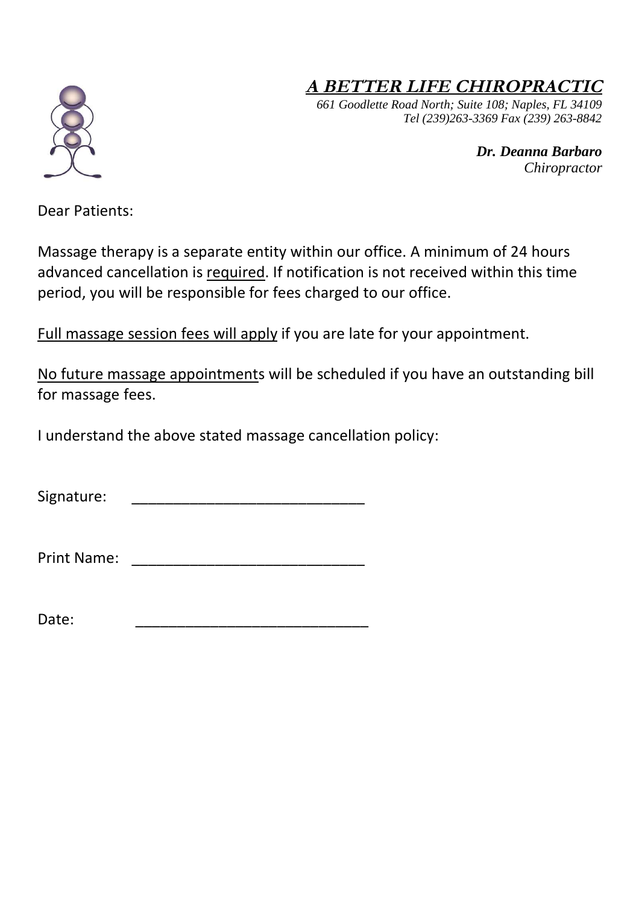# ***A BETTER LIFE CHIROPRACTIC***

*661 Goodlette Road North; Suite 108; Naples, FL 34109*
*Tel (239)263-3369 Fax (239) 263-8842*

***Dr. Deanna Barbaro***
*Chiropractor*

Dear Patients:

Massage therapy is a separate entity within our office. A minimum of 24 hours advanced cancellation is <u>required</u>. If notification is not received within this time period, you will be responsible for fees charged to our office.

<u>Full massage session fees will apply</u> if you are late for your appointment.

<u>No future massage appointment</u>s will be scheduled if you have an outstanding bill for massage fees.

I understand the above stated massage cancellation policy:

Signature: ____________________________

Print Name: ____________________________

Date: ____________________________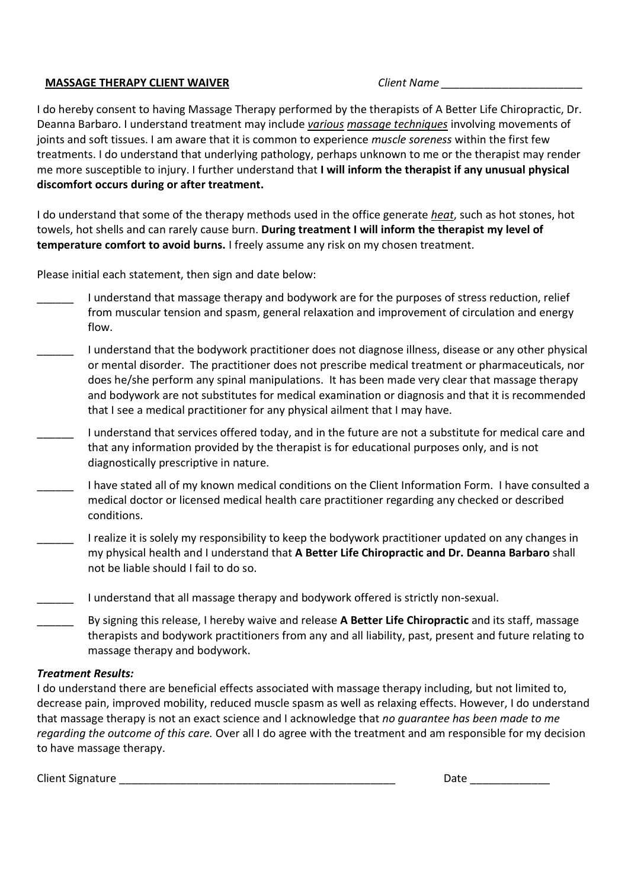**<u>MASSAGE THERAPY CLIENT WAIVER</u>** *Client Name* _______________________

I do hereby consent to having Massage Therapy performed by the therapists of A Better Life Chiropractic, Dr. Deanna Barbaro. I understand treatment may include *<u>various</u> <u>massage techniques</u>* involving movements of joints and soft tissues. I am aware that it is common to experience *muscle soreness* within the first few treatments. I do understand that underlying pathology, perhaps unknown to me or the therapist may render me more susceptible to injury. I further understand that **I will inform the therapist if any unusual physical discomfort occurs during or after treatment.**

I do understand that some of the therapy methods used in the office generate *<u>heat</u>*, such as hot stones, hot towels, hot shells and can rarely cause burn. **During treatment I will inform the therapist my level of temperature comfort to avoid burns.** I freely assume any risk on my chosen treatment.

Please initial each statement, then sign and date below:

______ I understand that massage therapy and bodywork are for the purposes of stress reduction, relief from muscular tension and spasm, general relaxation and improvement of circulation and energy flow.

______ I understand that the bodywork practitioner does not diagnose illness, disease or any other physical or mental disorder. The practitioner does not prescribe medical treatment or pharmaceuticals, nor does he/she perform any spinal manipulations. It has been made very clear that massage therapy and bodywork are not substitutes for medical examination or diagnosis and that it is recommended that I see a medical practitioner for any physical ailment that I may have.

______ I understand that services offered today, and in the future are not a substitute for medical care and that any information provided by the therapist is for educational purposes only, and is not diagnostically prescriptive in nature.

______ I have stated all of my known medical conditions on the Client Information Form. I have consulted a medical doctor or licensed medical health care practitioner regarding any checked or described conditions.

______ I realize it is solely my responsibility to keep the bodywork practitioner updated on any changes in my physical health and I understand that **A Better Life Chiropractic and Dr. Deanna Barbaro** shall not be liable should I fail to do so.

______ I understand that all massage therapy and bodywork offered is strictly non-sexual.

______ By signing this release, I hereby waive and release **A Better Life Chiropractic** and its staff, massage therapists and bodywork practitioners from any and all liability, past, present and future relating to massage therapy and bodywork.

***Treatment Results:***

I do understand there are beneficial effects associated with massage therapy including, but not limited to, decrease pain, improved mobility, reduced muscle spasm as well as relaxing effects. However, I do understand that massage therapy is not an exact science and I acknowledge that *no guarantee has been made to me regarding the outcome of this care.* Over all I do agree with the treatment and am responsible for my decision to have massage therapy.

Client Signature ______________________________________________ Date _____________